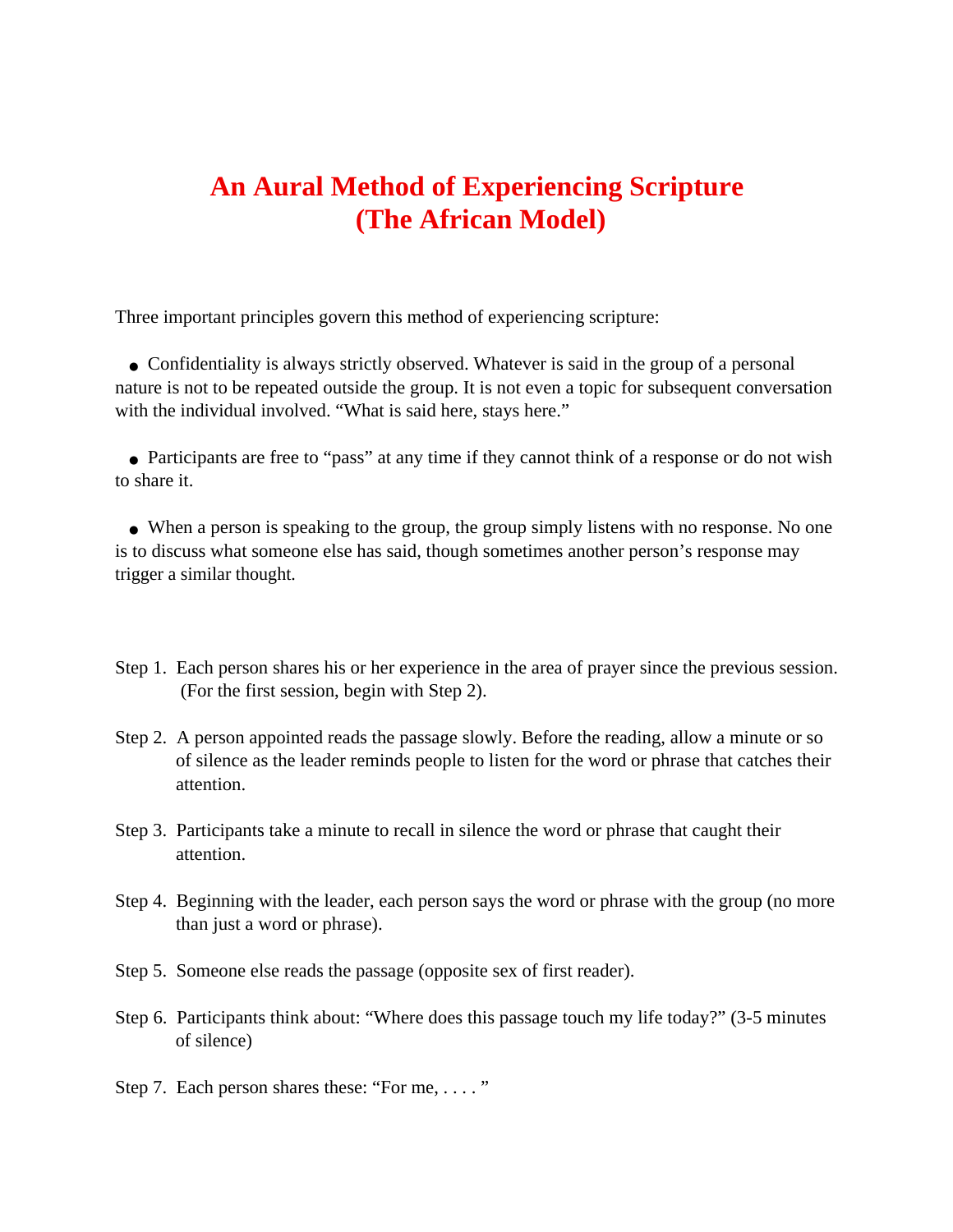# An Aural Method of Experiencing Scripture (The African Model)

Three important principles govern this method of experiencing scripture:

- Confidentiality is always strictly observed. Whatever is said in the group of a personal nature is not to be repeated outside the group. It is not even a topic for subsequent conversation with the individual involved. "What is said here, stays here."

- Participants are free to "pass" at any time if they cannot think of a response or do not wish to share it.

- When a person is speaking to the group, the group simply listens with no response. No one is to discuss what someone else has said, though sometimes another person's response may trigger a similar thought.

Step 1. Each person shares his or her experience in the area of prayer since the previous session. (For the first session, begin with Step 2).

Step 2. A person appointed reads the passage slowly. Before the reading, allow a minute or so of silence as the leader reminds people to listen for the word or phrase that catches their attention.

Step 3. Participants take a minute to recall in silence the word or phrase that caught their attention.

Step 4. Beginning with the leader, each person says the word or phrase with the group (no more than just a word or phrase).

Step 5. Someone else reads the passage (opposite sex of first reader).

Step 6. Participants think about: "Where does this passage touch my life today?" (3-5 minutes of silence)

Step 7. Each person shares these: "For me, . . . . "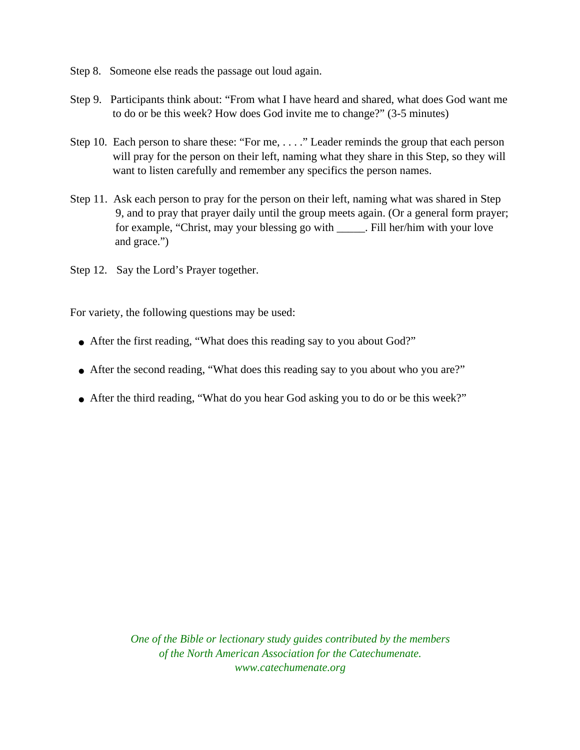Step 8. Someone else reads the passage out loud again.

Step 9. Participants think about: “From what I have heard and shared, what does God want me to do or be this week? How does God invite me to change?” (3-5 minutes)

Step 10. Each person to share these: “For me, . . . .” Leader reminds the group that each person will pray for the person on their left, naming what they share in this Step, so they will want to listen carefully and remember any specifics the person names.

Step 11. Ask each person to pray for the person on their left, naming what was shared in Step 9, and to pray that prayer daily until the group meets again. (Or a general form prayer; for example, “Christ, may your blessing go with _____. Fill her/him with your love and grace.”)

Step 12. Say the Lord’s Prayer together.

For variety, the following questions may be used:

- After the first reading, “What does this reading say to you about God?”
- After the second reading, “What does this reading say to you about who you are?”
- After the third reading, “What do you hear God asking you to do or be this week?”

*One of the Bible or lectionary study guides contributed by the members of the North American Association for the Catechumenate.*
*www.catechumenate.org*